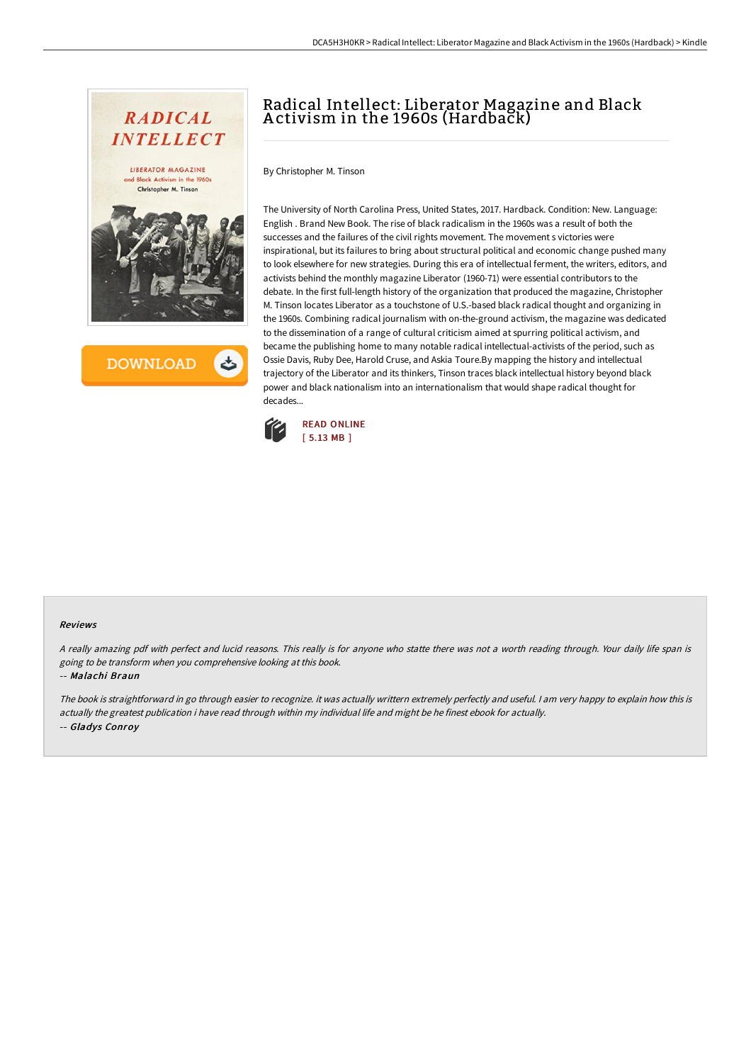# Radical Intellect: Liberator Magazine and Black Activism in the 1960s (Hardback)

By Christopher M. Tinson

The University of North Carolina Press, United States, 2017. Hardback. Condition: New. Language: English . Brand New Book. The rise of black radicalism in the 1960s was a result of both the successes and the failures of the civil rights movement. The movement s victories were inspirational, but its failures to bring about structural political and economic change pushed many to look elsewhere for new strategies. During this era of intellectual ferment, the writers, editors, and activists behind the monthly magazine Liberator (1960-71) were essential contributors to the debate. In the first full-length history of the organization that produced the magazine, Christopher M. Tinson locates Liberator as a touchstone of U.S.-based black radical thought and organizing in the 1960s. Combining radical journalism with on-the-ground activism, the magazine was dedicated to the dissemination of a range of cultural criticism aimed at spurring political activism, and became the publishing home to many notable radical intellectual-activists of the period, such as Ossie Davis, Ruby Dee, Harold Cruse, and Askia Toure.By mapping the history and intellectual trajectory of the Liberator and its thinkers, Tinson traces black intellectual history beyond black power and black nationalism into an internationalism that would shape radical thought for decades...

READ ONLINE
[ 5.13 MB ]

### Reviews

*A really amazing pdf with perfect and lucid reasons. This really is for anyone who statte there was not a worth reading through. Your daily life span is going to be transform when you comprehensive looking at this book.*

-- ***Malachi Braun***

*The book is straightforward in go through easier to recognize. it was actually writtern extremely perfectly and useful. I am very happy to explain how this is actually the greatest publication i have read through within my individual life and might be he finest ebook for actually.*

-- ***Gladys Conroy***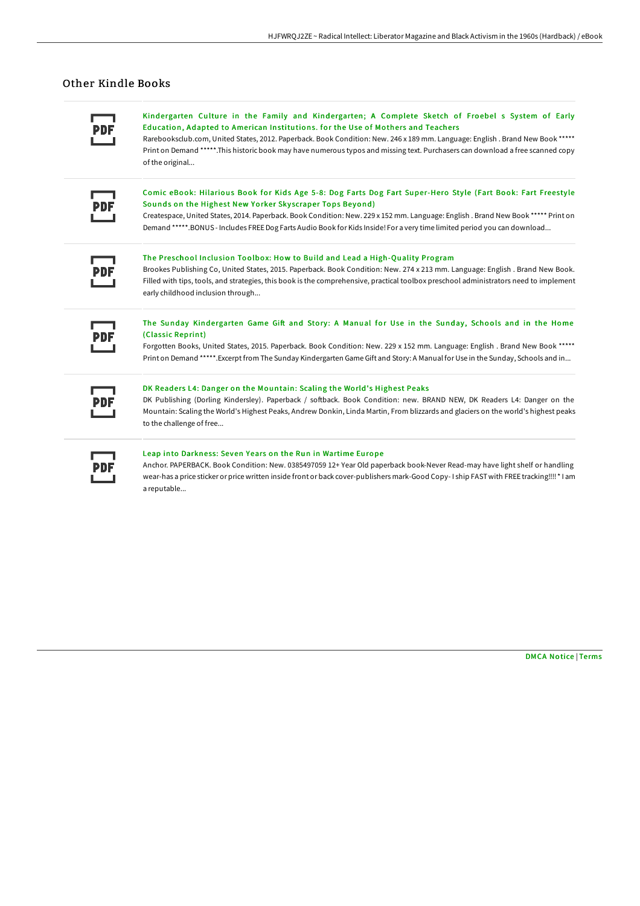## Other Kindle Books

**Kindergarten Culture in the Family and Kindergarten; A Complete Sketch of Froebel s System of Early Education, Adapted to American Institutions. for the Use of Mothers and Teachers**

Rarebooksclub.com, United States, 2012. Paperback. Book Condition: New. 246 x 189 mm. Language: English . Brand New Book ***** Print on Demand *****.This historic book may have numerous typos and missing text. Purchasers can download a free scanned copy of the original...

**Comic eBook: Hilarious Book for Kids Age 5-8: Dog Farts Dog Fart Super-Hero Style (Fart Book: Fart Freestyle Sounds on the Highest New Yorker Skyscraper Tops Beyond)**

Createspace, United States, 2014. Paperback. Book Condition: New. 229 x 152 mm. Language: English . Brand New Book ***** Print on Demand *****.BONUS - Includes FREE Dog Farts Audio Book for Kids Inside! For a very time limited period you can download...

**The Preschool Inclusion Toolbox: How to Build and Lead a High-Quality Program**

Brookes Publishing Co, United States, 2015. Paperback. Book Condition: New. 274 x 213 mm. Language: English . Brand New Book. Filled with tips, tools, and strategies, this book is the comprehensive, practical toolbox preschool administrators need to implement early childhood inclusion through...

**The Sunday Kindergarten Game Gift and Story: A Manual for Use in the Sunday, Schools and in the Home (Classic Reprint)**

Forgotten Books, United States, 2015. Paperback. Book Condition: New. 229 x 152 mm. Language: English . Brand New Book ***** Print on Demand *****.Excerpt from The Sunday Kindergarten Game Gift and Story: A Manual for Use in the Sunday, Schools and in...

**DK Readers L4: Danger on the Mountain: Scaling the World's Highest Peaks**

DK Publishing (Dorling Kindersley). Paperback / softback. Book Condition: new. BRAND NEW, DK Readers L4: Danger on the Mountain: Scaling the World's Highest Peaks, Andrew Donkin, Linda Martin, From blizzards and glaciers on the world's highest peaks to the challenge of free...

**Leap into Darkness: Seven Years on the Run in Wartime Europe**

Anchor. PAPERBACK. Book Condition: New. 0385497059 12+ Year Old paperback book-Never Read-may have light shelf or handling wear-has a price sticker or price written inside front or back cover-publishers mark-Good Copy- I ship FAST with FREE tracking!!!! * I am a reputable...